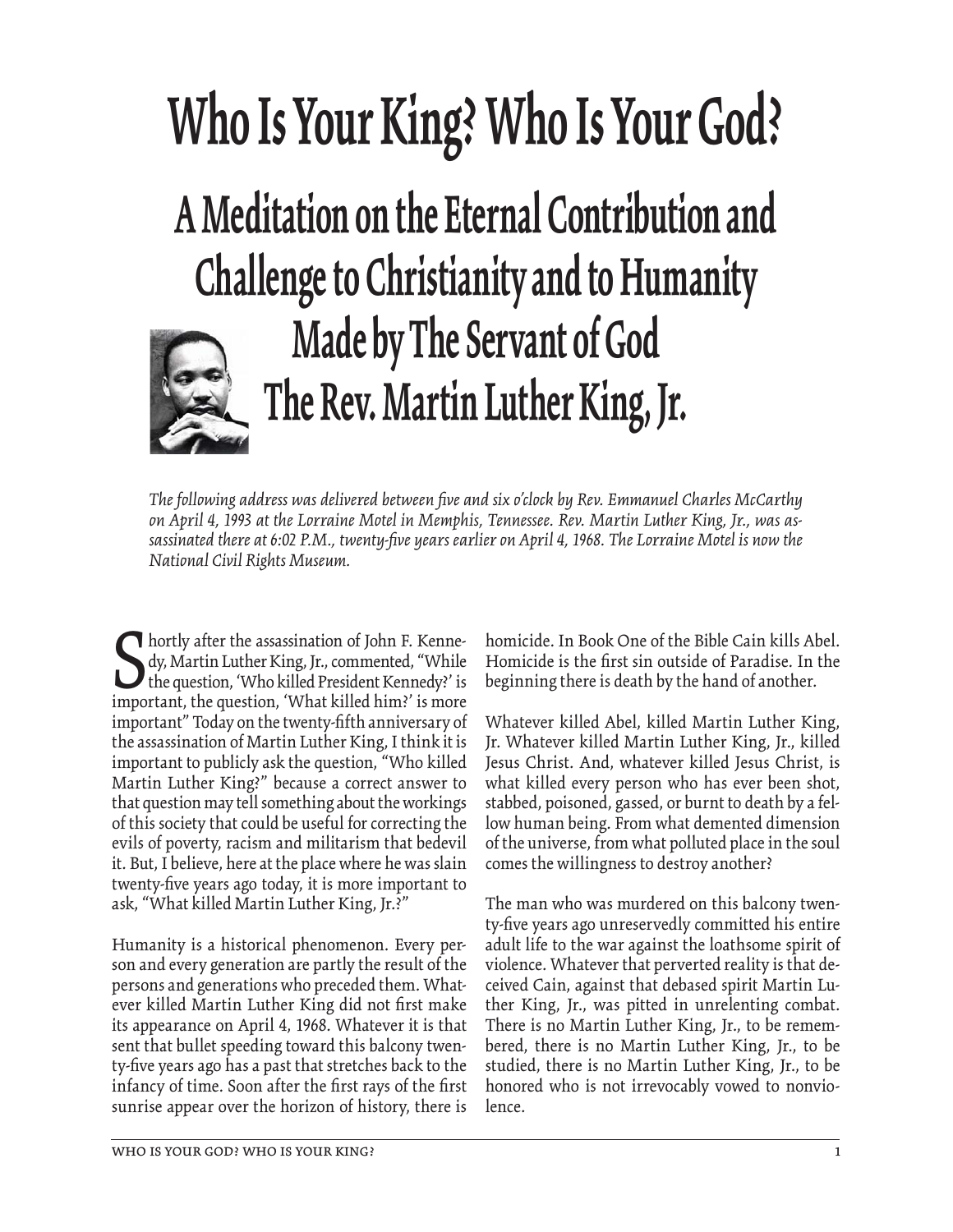# Who Is Your King? Who Is Your God?

## A Meditation on the Eternal Contribution and Challenge to Christianity and to Humanity Made by The Servant of God The Rev. Martin Luther King, Jr.

*The following address was delivered between five and six o'clock by Rev. Emmanuel Charles McCarthy on April 4, 1993 at the Lorraine Motel in Memphis, Tennessee. Rev. Martin Luther King, Jr., was assassinated there at 6:02 P.M., twenty-five years earlier on April 4, 1968. The Lorraine Motel is now the National Civil Rights Museum.*

Shortly after the assassination of John F. Kennedy, Martin Luther King, Jr., commented, "While the question, 'Who killed President Kennedy?' is important, the question, 'What killed him?' is more important" Today on the twenty-fifth anniversary of the assassination of Martin Luther King, I think it is important to publicly ask the question, "Who killed Martin Luther King?" because a correct answer to that question may tell something about the workings of this society that could be useful for correcting the evils of poverty, racism and militarism that bedevil it. But, I believe, here at the place where he was slain twenty-five years ago today, it is more important to ask, "What killed Martin Luther King, Jr.?"

Humanity is a historical phenomenon. Every person and every generation are partly the result of the persons and generations who preceded them. Whatever killed Martin Luther King did not first make its appearance on April 4, 1968. Whatever it is that sent that bullet speeding toward this balcony twenty-five years ago has a past that stretches back to the infancy of time. Soon after the first rays of the first sunrise appear over the horizon of history, there is homicide. In Book One of the Bible Cain kills Abel. Homicide is the first sin outside of Paradise. In the beginning there is death by the hand of another.

Whatever killed Abel, killed Martin Luther King, Jr. Whatever killed Martin Luther King, Jr., killed Jesus Christ. And, whatever killed Jesus Christ, is what killed every person who has ever been shot, stabbed, poisoned, gassed, or burnt to death by a fellow human being. From what demented dimension of the universe, from what polluted place in the soul comes the willingness to destroy another?

The man who was murdered on this balcony twenty-five years ago unreservedly committed his entire adult life to the war against the loathsome spirit of violence. Whatever that perverted reality is that deceived Cain, against that debased spirit Martin Luther King, Jr., was pitted in unrelenting combat. There is no Martin Luther King, Jr., to be remembered, there is no Martin Luther King, Jr., to be studied, there is no Martin Luther King, Jr., to be honored who is not irrevocably vowed to nonviolence.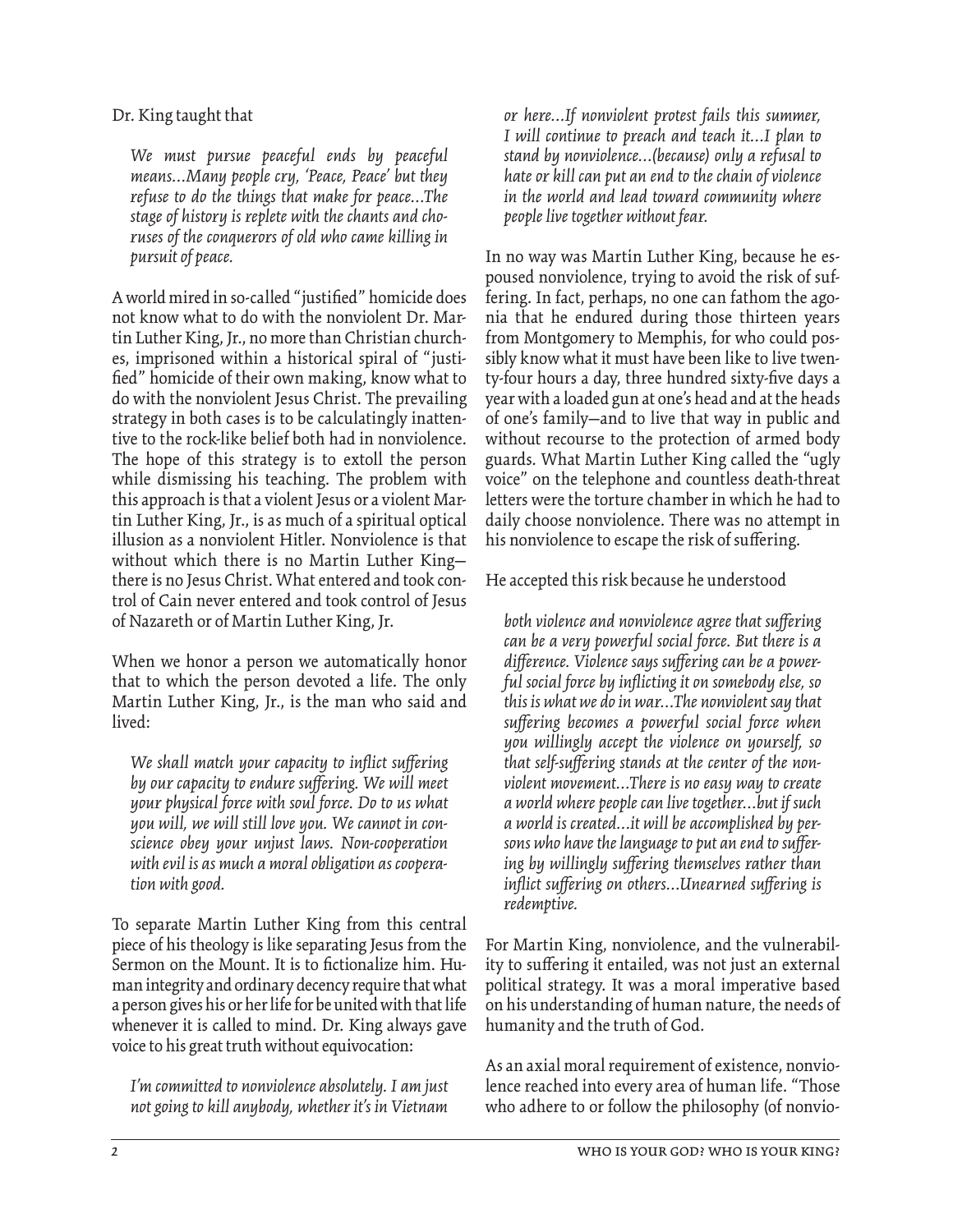Dr. King taught that

> *We must pursue peaceful ends by peaceful means…Many people cry, 'Peace, Peace' but they refuse to do the things that make for peace…The stage of history is replete with the chants and choruses of the conquerors of old who came killing in pursuit of peace.*

A world mired in so-called "justified" homicide does not know what to do with the nonviolent Dr. Martin Luther King, Jr., no more than Christian churches, imprisoned within a historical spiral of "justified" homicide of their own making, know what to do with the nonviolent Jesus Christ. The prevailing strategy in both cases is to be calculatingly inattentive to the rock-like belief both had in nonviolence. The hope of this strategy is to extoll the person while dismissing his teaching. The problem with this approach is that a violent Jesus or a violent Martin Luther King, Jr., is as much of a spiritual optical illusion as a nonviolent Hitler. Nonviolence is that without which there is no Martin Luther King—there is no Jesus Christ. What entered and took control of Cain never entered and took control of Jesus of Nazareth or of Martin Luther King, Jr.

When we honor a person we automatically honor that to which the person devoted a life. The only Martin Luther King, Jr., is the man who said and lived:

> *We shall match your capacity to inflict suffering by our capacity to endure suffering. We will meet your physical force with soul force. Do to us what you will, we will still love you. We cannot in conscience obey your unjust laws. Non-cooperation with evil is as much a moral obligation as cooperation with good.*

To separate Martin Luther King from this central piece of his theology is like separating Jesus from the Sermon on the Mount. It is to fictionalize him. Human integrity and ordinary decency require that what a person gives his or her life for be united with that life whenever it is called to mind. Dr. King always gave voice to his great truth without equivocation:

> *I'm committed to nonviolence absolutely. I am just not going to kill anybody, whether it's in Vietnam or here…If nonviolent protest fails this summer, I will continue to preach and teach it…I plan to stand by nonviolence…(because) only a refusal to hate or kill can put an end to the chain of violence in the world and lead toward community where people live together without fear.*

In no way was Martin Luther King, because he espoused nonviolence, trying to avoid the risk of suffering. In fact, perhaps, no one can fathom the agonia that he endured during those thirteen years from Montgomery to Memphis, for who could possibly know what it must have been like to live twenty-four hours a day, three hundred sixty-five days a year with a loaded gun at one's head and at the heads of one's family—and to live that way in public and without recourse to the protection of armed body guards. What Martin Luther King called the "ugly voice" on the telephone and countless death-threat letters were the torture chamber in which he had to daily choose nonviolence. There was no attempt in his nonviolence to escape the risk of suffering.

He accepted this risk because he understood

> *both violence and nonviolence agree that suffering can be a very powerful social force. But there is a difference. Violence says suffering can be a powerful social force by inflicting it on somebody else, so this is what we do in war…The nonviolent say that suffering becomes a powerful social force when you willingly accept the violence on yourself, so that self-suffering stands at the center of the nonviolent movement…There is no easy way to create a world where people can live together…but if such a world is created…it will be accomplished by persons who have the language to put an end to suffering by willingly suffering themselves rather than inflict suffering on others…Unearned suffering is redemptive.*

For Martin King, nonviolence, and the vulnerability to suffering it entailed, was not just an external political strategy. It was a moral imperative based on his understanding of human nature, the needs of humanity and the truth of God.

As an axial moral requirement of existence, nonviolence reached into every area of human life. "Those who adhere to or follow the philosophy (of nonvio-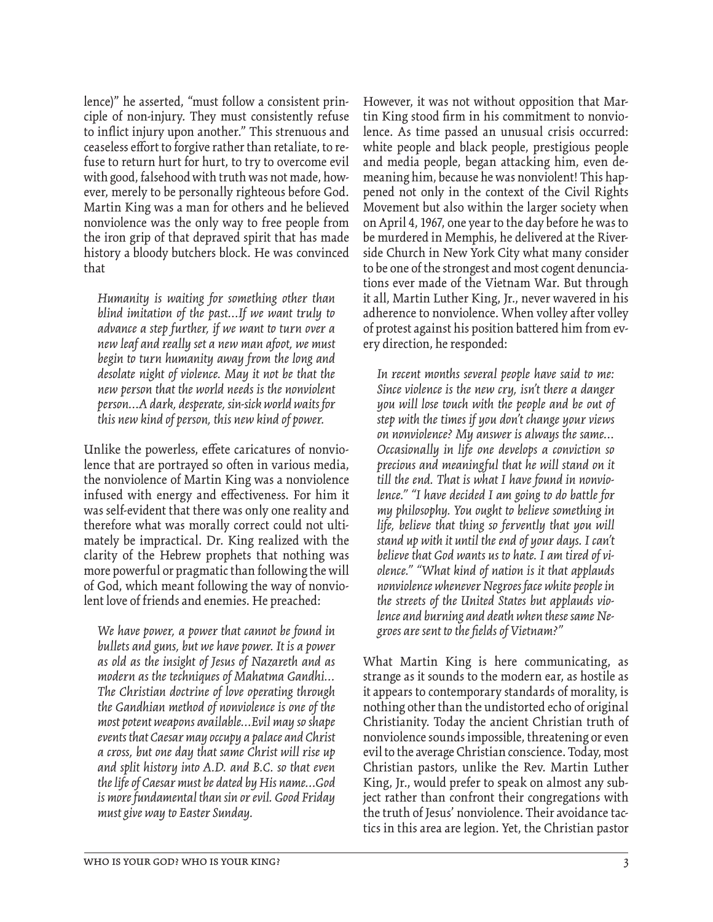lence)" he asserted, "must follow a consistent principle of non-injury. They must consistently refuse to inflict injury upon another." This strenuous and ceaseless effort to forgive rather than retaliate, to refuse to return hurt for hurt, to try to overcome evil with good, falsehood with truth was not made, however, merely to be personally righteous before God. Martin King was a man for others and he believed nonviolence was the only way to free people from the iron grip of that depraved spirit that has made history a bloody butchers block. He was convinced that

> *Humanity is waiting for something other than blind imitation of the past...If we want truly to advance a step further, if we want to turn over a new leaf and really set a new man afoot, we must begin to turn humanity away from the long and desolate night of violence. May it not be that the new person that the world needs is the nonviolent person...A dark, desperate, sin-sick world waits for this new kind of person, this new kind of power.*

Unlike the powerless, effete caricatures of nonviolence that are portrayed so often in various media, the nonviolence of Martin King was a nonviolence infused with energy and effectiveness. For him it was self-evident that there was only one reality and therefore what was morally correct could not ultimately be impractical. Dr. King realized with the clarity of the Hebrew prophets that nothing was more powerful or pragmatic than following the will of God, which meant following the way of nonviolent love of friends and enemies. He preached:

> *We have power, a power that cannot be found in bullets and guns, but we have power. It is a power as old as the insight of Jesus of Nazareth and as modern as the techniques of Mahatma Gandhi... The Christian doctrine of love operating through the Gandhian method of nonviolence is one of the most potent weapons available...Evil may so shape events that Caesar may occupy a palace and Christ a cross, but one day that same Christ will rise up and split history into A.D. and B.C. so that even the life of Caesar must be dated by His name...God is more fundamental than sin or evil. Good Friday must give way to Easter Sunday.*

However, it was not without opposition that Martin King stood firm in his commitment to nonviolence. As time passed an unusual crisis occurred: white people and black people, prestigious people and media people, began attacking him, even demeaning him, because he was nonviolent! This happened not only in the context of the Civil Rights Movement but also within the larger society when on April 4, 1967, one year to the day before he was to be murdered in Memphis, he delivered at the Riverside Church in New York City what many consider to be one of the strongest and most cogent denunciations ever made of the Vietnam War. But through it all, Martin Luther King, Jr., never wavered in his adherence to nonviolence. When volley after volley of protest against his position battered him from every direction, he responded:

> *In recent months several people have said to me: Since violence is the new cry, isn't there a danger you will lose touch with the people and be out of step with the times if you don't change your views on nonviolence? My answer is always the same... Occasionally in life one develops a conviction so precious and meaningful that he will stand on it till the end. That is what I have found in nonviolence." "I have decided I am going to do battle for my philosophy. You ought to believe something in life, believe that thing so fervently that you will stand up with it until the end of your days. I can't believe that God wants us to hate. I am tired of violence." "What kind of nation is it that applauds nonviolence whenever Negroes face white people in the streets of the United States but applauds violence and burning and death when these same Negroes are sent to the fields of Vietnam?"*

What Martin King is here communicating, as strange as it sounds to the modern ear, as hostile as it appears to contemporary standards of morality, is nothing other than the undistorted echo of original Christianity. Today the ancient Christian truth of nonviolence sounds impossible, threatening or even evil to the average Christian conscience. Today, most Christian pastors, unlike the Rev. Martin Luther King, Jr., would prefer to speak on almost any subject rather than confront their congregations with the truth of Jesus' nonviolence. Their avoidance tactics in this area are legion. Yet, the Christian pastor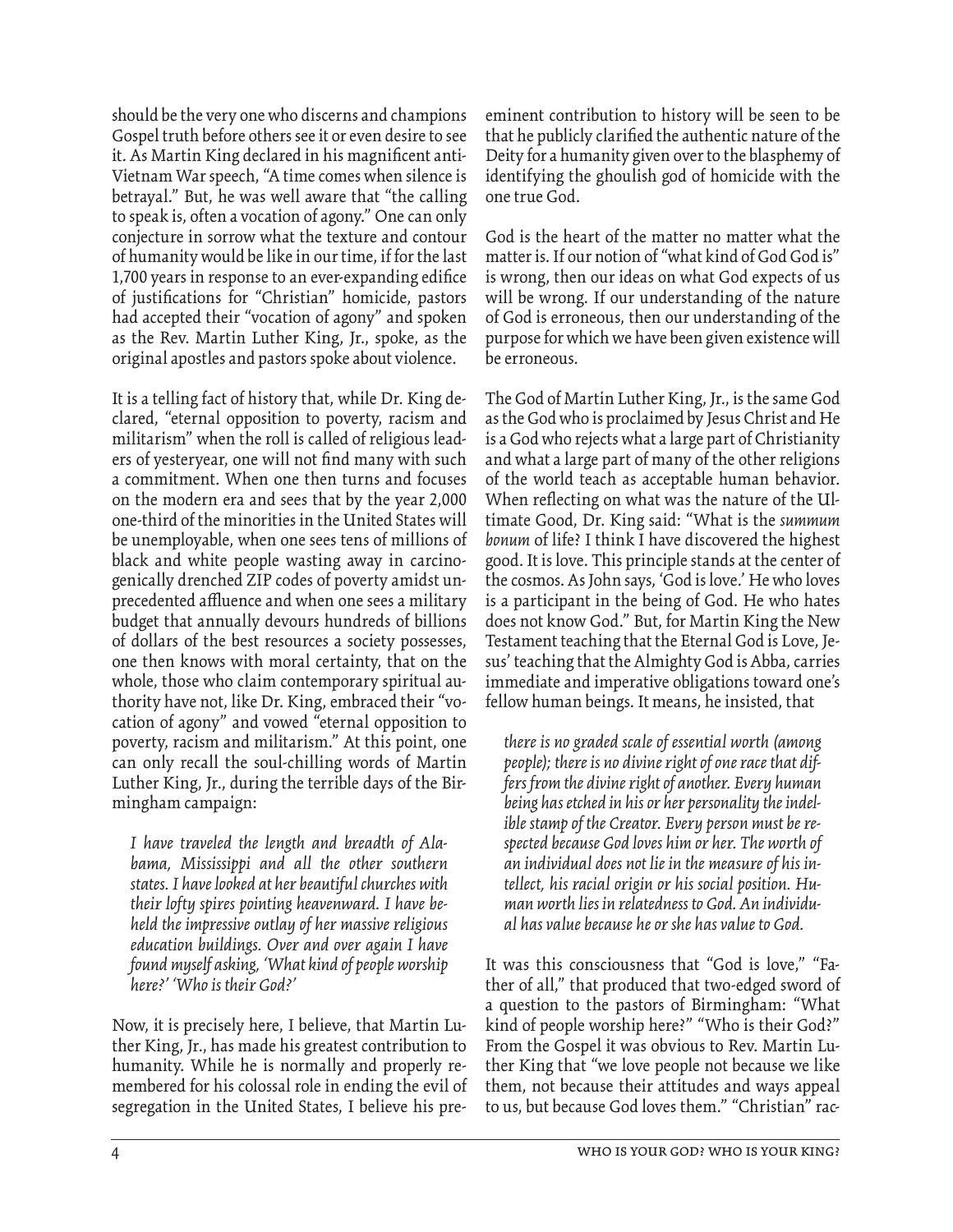should be the very one who discerns and champions Gospel truth before others see it or even desire to see it. As Martin King declared in his magnificent anti-Vietnam War speech, "A time comes when silence is betrayal." But, he was well aware that "the calling to speak is, often a vocation of agony." One can only conjecture in sorrow what the texture and contour of humanity would be like in our time, if for the last 1,700 years in response to an ever-expanding edifice of justifications for "Christian" homicide, pastors had accepted their "vocation of agony" and spoken as the Rev. Martin Luther King, Jr., spoke, as the original apostles and pastors spoke about violence.

It is a telling fact of history that, while Dr. King declared, "eternal opposition to poverty, racism and militarism" when the roll is called of religious leaders of yesteryear, one will not find many with such a commitment. When one then turns and focuses on the modern era and sees that by the year 2,000 one-third of the minorities in the United States will be unemployable, when one sees tens of millions of black and white people wasting away in carcinogenically drenched ZIP codes of poverty amidst unprecedented affluence and when one sees a military budget that annually devours hundreds of billions of dollars of the best resources a society possesses, one then knows with moral certainty, that on the whole, those who claim contemporary spiritual authority have not, like Dr. King, embraced their "vocation of agony" and vowed "eternal opposition to poverty, racism and militarism." At this point, one can only recall the soul-chilling words of Martin Luther King, Jr., during the terrible days of the Birmingham campaign:

> *I have traveled the length and breadth of Alabama, Mississippi and all the other southern states. I have looked at her beautiful churches with their lofty spires pointing heavenward. I have beheld the impressive outlay of her massive religious education buildings. Over and over again I have found myself asking, 'What kind of people worship here?' 'Who is their God?'*

Now, it is precisely here, I believe, that Martin Luther King, Jr., has made his greatest contribution to humanity. While he is normally and properly remembered for his colossal role in ending the evil of segregation in the United States, I believe his preeminent contribution to history will be seen to be that he publicly clarified the authentic nature of the Deity for a humanity given over to the blasphemy of identifying the ghoulish god of homicide with the one true God.

God is the heart of the matter no matter what the matter is. If our notion of "what kind of God God is" is wrong, then our ideas on what God expects of us will be wrong. If our understanding of the nature of God is erroneous, then our understanding of the purpose for which we have been given existence will be erroneous.

The God of Martin Luther King, Jr., is the same God as the God who is proclaimed by Jesus Christ and He is a God who rejects what a large part of Christianity and what a large part of many of the other religions of the world teach as acceptable human behavior. When reflecting on what was the nature of the Ultimate Good, Dr. King said: "What is the *summum bonum* of life? I think I have discovered the highest good. It is love. This principle stands at the center of the cosmos. As John says, 'God is love.' He who loves is a participant in the being of God. He who hates does not know God." But, for Martin King the New Testament teaching that the Eternal God is Love, Jesus' teaching that the Almighty God is Abba, carries immediate and imperative obligations toward one's fellow human beings. It means, he insisted, that

> *there is no graded scale of essential worth (among people); there is no divine right of one race that differs from the divine right of another. Every human being has etched in his or her personality the indelible stamp of the Creator. Every person must be respected because God loves him or her. The worth of an individual does not lie in the measure of his intellect, his racial origin or his social position. Human worth lies in relatedness to God. An individual has value because he or she has value to God.*

It was this consciousness that "God is love," "Father of all," that produced that two-edged sword of a question to the pastors of Birmingham: "What kind of people worship here?" "Who is their God?" From the Gospel it was obvious to Rev. Martin Luther King that "we love people not because we like them, not because their attitudes and ways appeal to us, but because God loves them." "Christian" rac-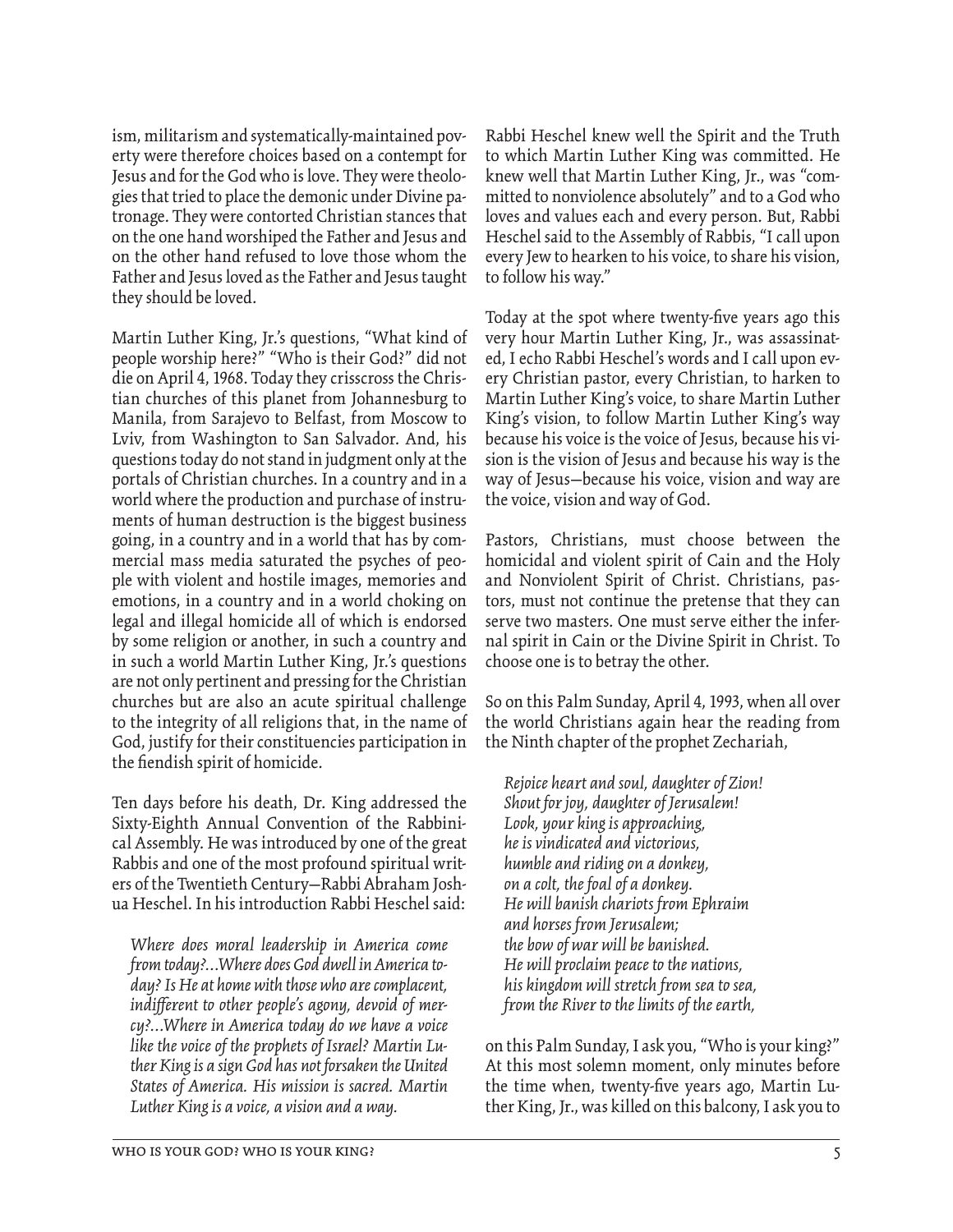ism, militarism and systematically-maintained poverty were therefore choices based on a contempt for Jesus and for the God who is love. They were theologies that tried to place the demonic under Divine patronage. They were contorted Christian stances that on the one hand worshiped the Father and Jesus and on the other hand refused to love those whom the Father and Jesus loved as the Father and Jesus taught they should be loved.

Martin Luther King, Jr.'s questions, "What kind of people worship here?" "Who is their God?" did not die on April 4, 1968. Today they crisscross the Christian churches of this planet from Johannesburg to Manila, from Sarajevo to Belfast, from Moscow to Lviv, from Washington to San Salvador. And, his questions today do not stand in judgment only at the portals of Christian churches. In a country and in a world where the production and purchase of instruments of human destruction is the biggest business going, in a country and in a world that has by commercial mass media saturated the psyches of people with violent and hostile images, memories and emotions, in a country and in a world choking on legal and illegal homicide all of which is endorsed by some religion or another, in such a country and in such a world Martin Luther King, Jr.'s questions are not only pertinent and pressing for the Christian churches but are also an acute spiritual challenge to the integrity of all religions that, in the name of God, justify for their constituencies participation in the fiendish spirit of homicide.

Ten days before his death, Dr. King addressed the Sixty-Eighth Annual Convention of the Rabbinical Assembly. He was introduced by one of the great Rabbis and one of the most profound spiritual writers of the Twentieth Century—Rabbi Abraham Joshua Heschel. In his introduction Rabbi Heschel said:

> *Where does moral leadership in America come from today?...Where does God dwell in America today? Is He at home with those who are complacent, indifferent to other people's agony, devoid of mercy?...Where in America today do we have a voice like the voice of the prophets of Israel? Martin Luther King is a sign God has not forsaken the United States of America. His mission is sacred. Martin Luther King is a voice, a vision and a way.*

Rabbi Heschel knew well the Spirit and the Truth to which Martin Luther King was committed. He knew well that Martin Luther King, Jr., was "committed to nonviolence absolutely" and to a God who loves and values each and every person. But, Rabbi Heschel said to the Assembly of Rabbis, "I call upon every Jew to hearken to his voice, to share his vision, to follow his way."

Today at the spot where twenty-five years ago this very hour Martin Luther King, Jr., was assassinated, I echo Rabbi Heschel's words and I call upon every Christian pastor, every Christian, to harken to Martin Luther King's voice, to share Martin Luther King's vision, to follow Martin Luther King's way because his voice is the voice of Jesus, because his vision is the vision of Jesus and because his way is the way of Jesus—because his voice, vision and way are the voice, vision and way of God.

Pastors, Christians, must choose between the homicidal and violent spirit of Cain and the Holy and Nonviolent Spirit of Christ. Christians, pastors, must not continue the pretense that they can serve two masters. One must serve either the infernal spirit in Cain or the Divine Spirit in Christ. To choose one is to betray the other.

So on this Palm Sunday, April 4, 1993, when all over the world Christians again hear the reading from the Ninth chapter of the prophet Zechariah,

> *Rejoice heart and soul, daughter of Zion!*
> *Shout for joy, daughter of Jerusalem!*
> *Look, your king is approaching,*
> *he is vindicated and victorious,*
> *humble and riding on a donkey,*
> *on a colt, the foal of a donkey.*
> *He will banish chariots from Ephraim*
> *and horses from Jerusalem;*
> *the bow of war will be banished.*
> *He will proclaim peace to the nations,*
> *his kingdom will stretch from sea to sea,*
> *from the River to the limits of the earth,*

on this Palm Sunday, I ask you, "Who is your king?" At this most solemn moment, only minutes before the time when, twenty-five years ago, Martin Luther King, Jr., was killed on this balcony, I ask you to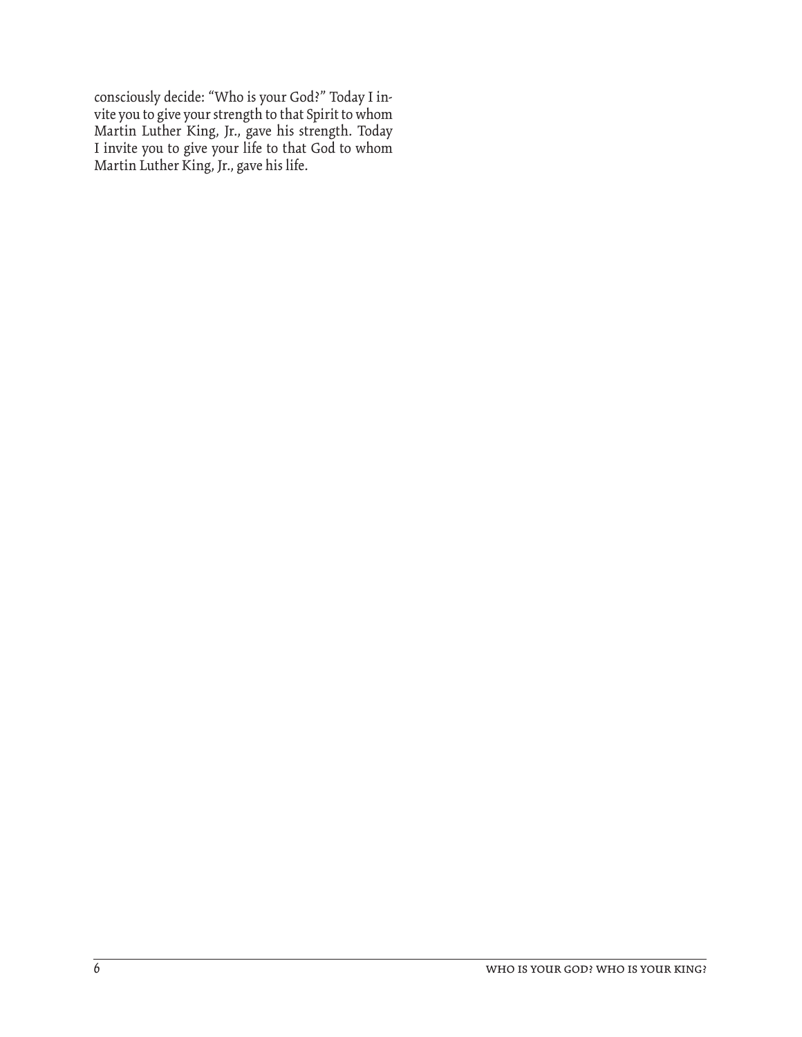consciously decide: "Who is your God?" Today I invite you to give your strength to that Spirit to whom Martin Luther King, Jr., gave his strength. Today I invite you to give your life to that God to whom Martin Luther King, Jr., gave his life.